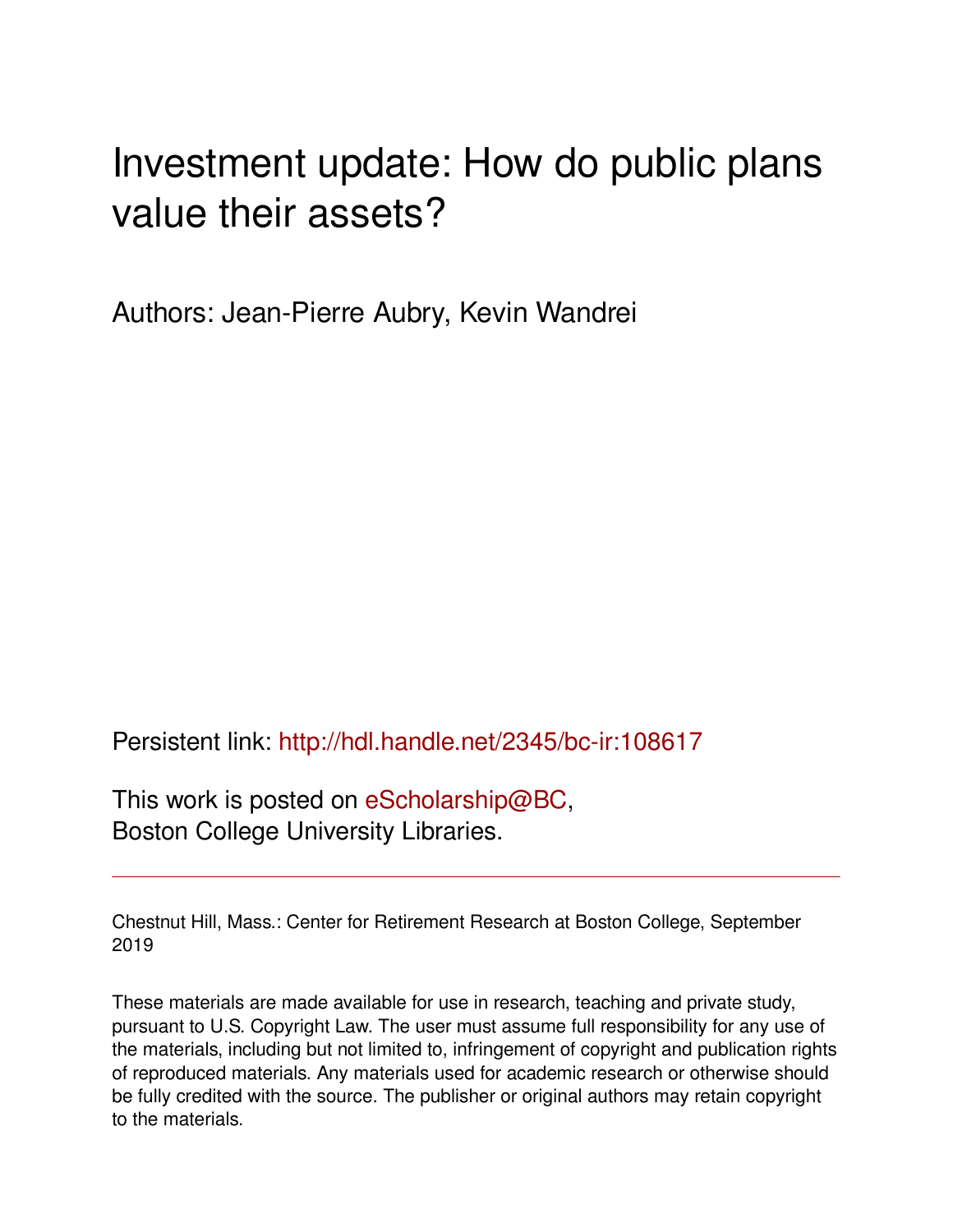# Investment update: How do public plans value their assets?

Authors: Jean-Pierre Aubry, Kevin Wandrei

Persistent link: http://hdl.handle.net/2345/bc-ir:108617

This work is posted on eScholarship@BC,
Boston College University Libraries.

---

Chestnut Hill, Mass.: Center for Retirement Research at Boston College, September 2019

These materials are made available for use in research, teaching and private study, pursuant to U.S. Copyright Law. The user must assume full responsibility for any use of the materials, including but not limited to, infringement of copyright and publication rights of reproduced materials. Any materials used for academic research or otherwise should be fully credited with the source. The publisher or original authors may retain copyright to the materials.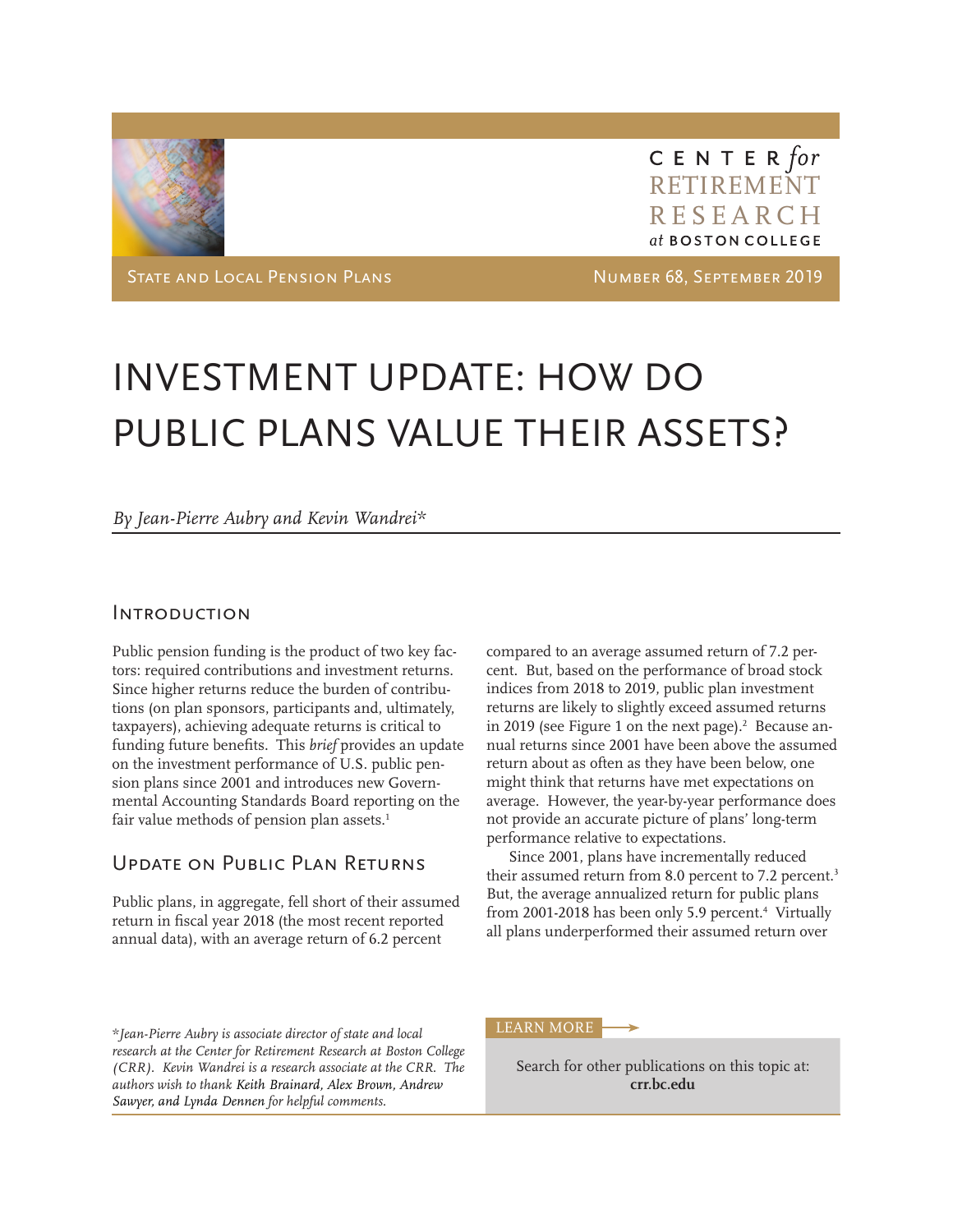# INVESTMENT UPDATE: HOW DO PUBLIC PLANS VALUE THEIR ASSETS?

*By Jean-Pierre Aubry and Kevin Wandrei**

## Introduction

Public pension funding is the product of two key factors: required contributions and investment returns. Since higher returns reduce the burden of contributions (on plan sponsors, participants and, ultimately, taxpayers), achieving adequate returns is critical to funding future benefits. This *brief* provides an update on the investment performance of U.S. public pension plans since 2001 and introduces new Governmental Accounting Standards Board reporting on the fair value methods of pension plan assets.[1]

## Update on Public Plan Returns

Public plans, in aggregate, fell short of their assumed return in fiscal year 2018 (the most recent reported annual data), with an average return of 6.2 percent compared to an average assumed return of 7.2 percent. But, based on the performance of broad stock indices from 2018 to 2019, public plan investment returns are likely to slightly exceed assumed returns in 2019 (see Figure 1 on the next page).[2] Because annual returns since 2001 have been above the assumed return about as often as they have been below, one might think that returns have met expectations on average. However, the year-by-year performance does not provide an accurate picture of plans' long-term performance relative to expectations.

Since 2001, plans have incrementally reduced their assumed return from 8.0 percent to 7.2 percent.[3] But, the average annualized return for public plans from 2001-2018 has been only 5.9 percent.[4] Virtually all plans underperformed their assumed return over

*Jean-Pierre Aubry is associate director of state and local research at the Center for Retirement Research at Boston College (CRR). Kevin Wandrei is a research associate at the CRR. The authors wish to thank Keith Brainard, Alex Brown, Andrew Sawyer, and Lynda Dennen for helpful comments.*

LEARN MORE

Search for other publications on this topic at:
**crr.bc.edu**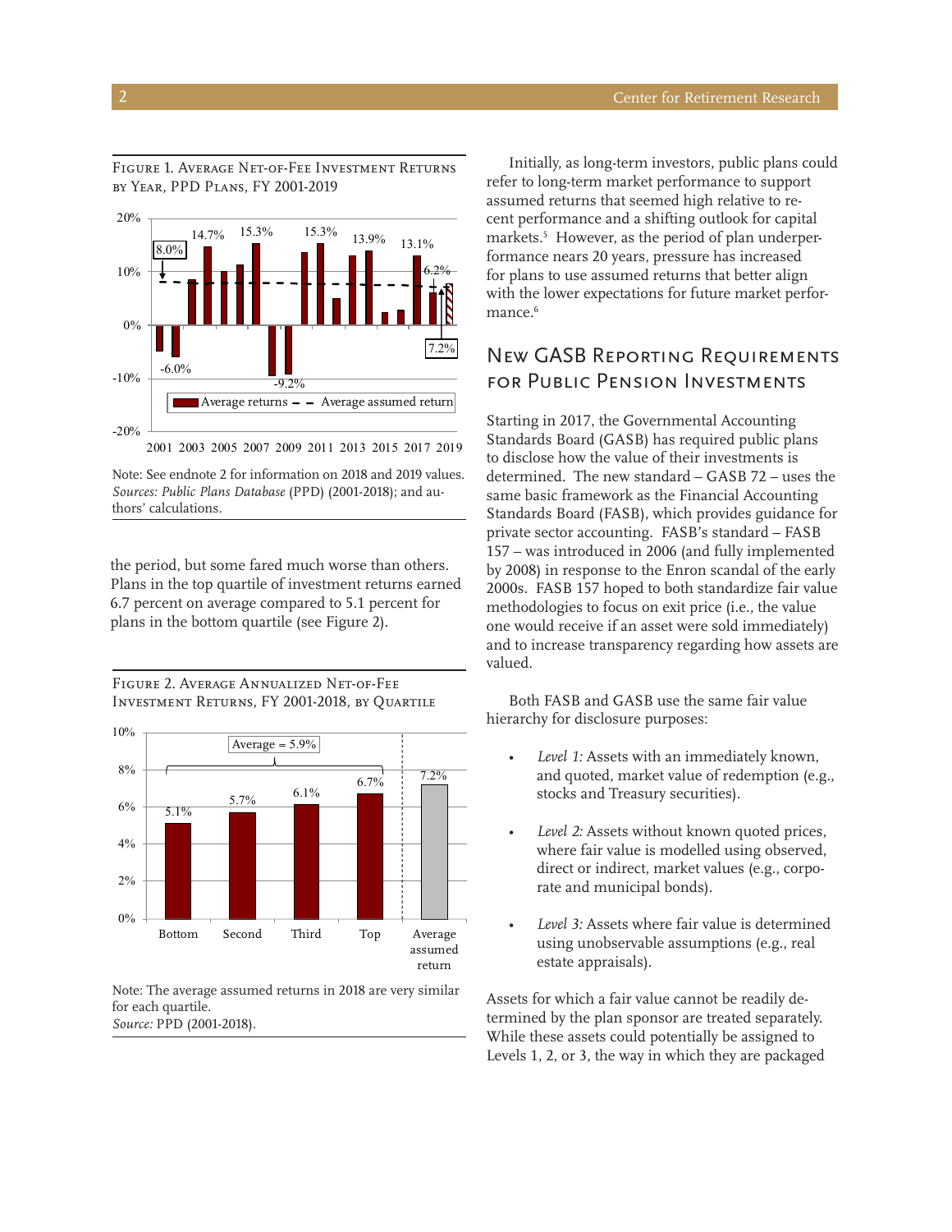Figure 1. Average Net-of-Fee Investment Returns by Year, PPD Plans, FY 2001-2019

Note: See endnote 2 for information on 2018 and 2019 values.
*Sources: Public Plans Database* (PPD) (2001-2018); and authors' calculations.

the period, but some fared much worse than others. Plans in the top quartile of investment returns earned 6.7 percent on average compared to 5.1 percent for plans in the bottom quartile (see Figure 2).

Figure 2. Average Annualized Net-of-Fee Investment Returns, FY 2001-2018, by Quartile

Note: The average assumed returns in 2018 are very similar for each quartile.
*Source:* PPD (2001-2018).

Initially, as long-term investors, public plans could refer to long-term market performance to support assumed returns that seemed high relative to recent performance and a shifting outlook for capital markets.[5] However, as the period of plan underperformance nears 20 years, pressure has increased for plans to use assumed returns that better align with the lower expectations for future market performance.[6]

## New GASB Reporting Requirements for Public Pension Investments

Starting in 2017, the Governmental Accounting Standards Board (GASB) has required public plans to disclose how the value of their investments is determined. The new standard – GASB 72 – uses the same basic framework as the Financial Accounting Standards Board (FASB), which provides guidance for private sector accounting. FASB's standard – FASB 157 – was introduced in 2006 (and fully implemented by 2008) in response to the Enron scandal of the early 2000s. FASB 157 hoped to both standardize fair value methodologies to focus on exit price (i.e., the value one would receive if an asset were sold immediately) and to increase transparency regarding how assets are valued.

Both FASB and GASB use the same fair value hierarchy for disclosure purposes:

- *Level 1:* Assets with an immediately known, and quoted, market value of redemption (e.g., stocks and Treasury securities).
- *Level 2:* Assets without known quoted prices, where fair value is modelled using observed, direct or indirect, market values (e.g., corporate and municipal bonds).
- *Level 3:* Assets where fair value is determined using unobservable assumptions (e.g., real estate appraisals).

Assets for which a fair value cannot be readily determined by the plan sponsor are treated separately. While these assets could potentially be assigned to Levels 1, 2, or 3, the way in which they are packaged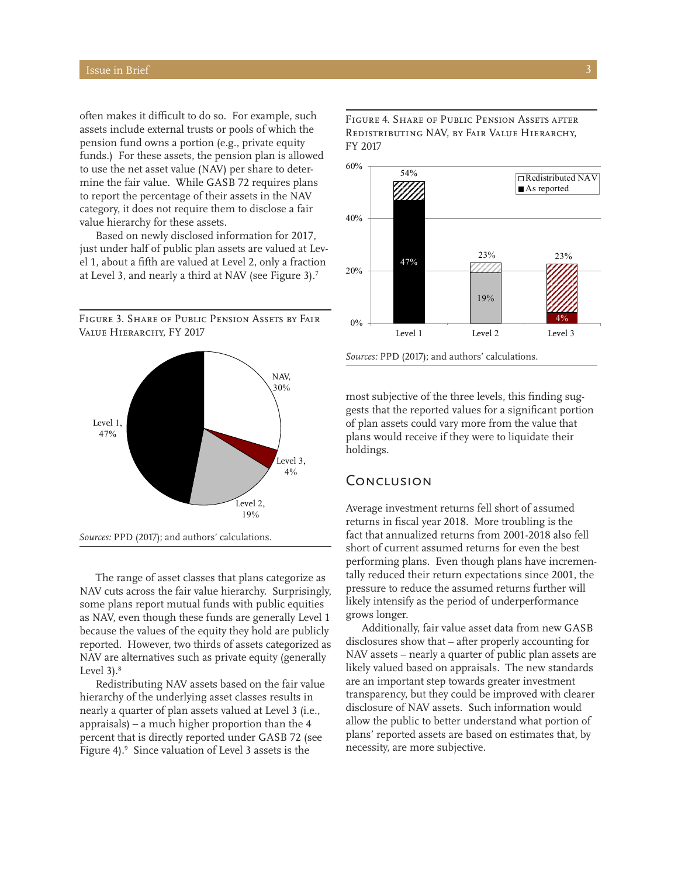often makes it difficult to do so. For example, such assets include external trusts or pools of which the pension fund owns a portion (e.g., private equity funds.) For these assets, the pension plan is allowed to use the net asset value (NAV) per share to determine the fair value. While GASB 72 requires plans to report the percentage of their assets in the NAV category, it does not require them to disclose a fair value hierarchy for these assets.

Based on newly disclosed information for 2017, just under half of public plan assets are valued at Level 1, about a fifth are valued at Level 2, only a fraction at Level 3, and nearly a third at NAV (see Figure 3).[7]

Figure 3. Share of Public Pension Assets by Fair Value Hierarchy, FY 2017

| Category | Share |
|---|---|
| Level 1 | 47% |
| Level 2 | 19% |
| Level 3 | 4% |
| NAV | 30% |

*Sources:* PPD (2017); and authors' calculations.

The range of asset classes that plans categorize as NAV cuts across the fair value hierarchy. Surprisingly, some plans report mutual funds with public equities as NAV, even though these funds are generally Level 1 because the values of the equity they hold are publicly reported. However, two thirds of assets categorized as NAV are alternatives such as private equity (generally Level 3).[8]

Redistributing NAV assets based on the fair value hierarchy of the underlying asset classes results in nearly a quarter of plan assets valued at Level 3 (i.e., appraisals) – a much higher proportion than the 4 percent that is directly reported under GASB 72 (see Figure 4).[9] Since valuation of Level 3 assets is the most subjective of the three levels, this finding suggests that the reported values for a significant portion of plan assets could vary more from the value that plans would receive if they were to liquidate their holdings.

Figure 4. Share of Public Pension Assets after Redistributing NAV, by Fair Value Hierarchy, FY 2017

| | As reported | Total (with redistributed NAV) |
|---|---|---|
| Level 1 | 47% | 54% |
| Level 2 | 19% | 23% |
| Level 3 | 4% | 23% |

*Sources:* PPD (2017); and authors' calculations.

## Conclusion

Average investment returns fell short of assumed returns in fiscal year 2018. More troubling is the fact that annualized returns from 2001-2018 also fell short of current assumed returns for even the best performing plans. Even though plans have incrementally reduced their return expectations since 2001, the pressure to reduce the assumed returns further will likely intensify as the period of underperformance grows longer.

Additionally, fair value asset data from new GASB disclosures show that – after properly accounting for NAV assets – nearly a quarter of public plan assets are likely valued based on appraisals. The new standards are an important step towards greater investment transparency, but they could be improved with clearer disclosure of NAV assets. Such information would allow the public to better understand what portion of plans' reported assets are based on estimates that, by necessity, are more subjective.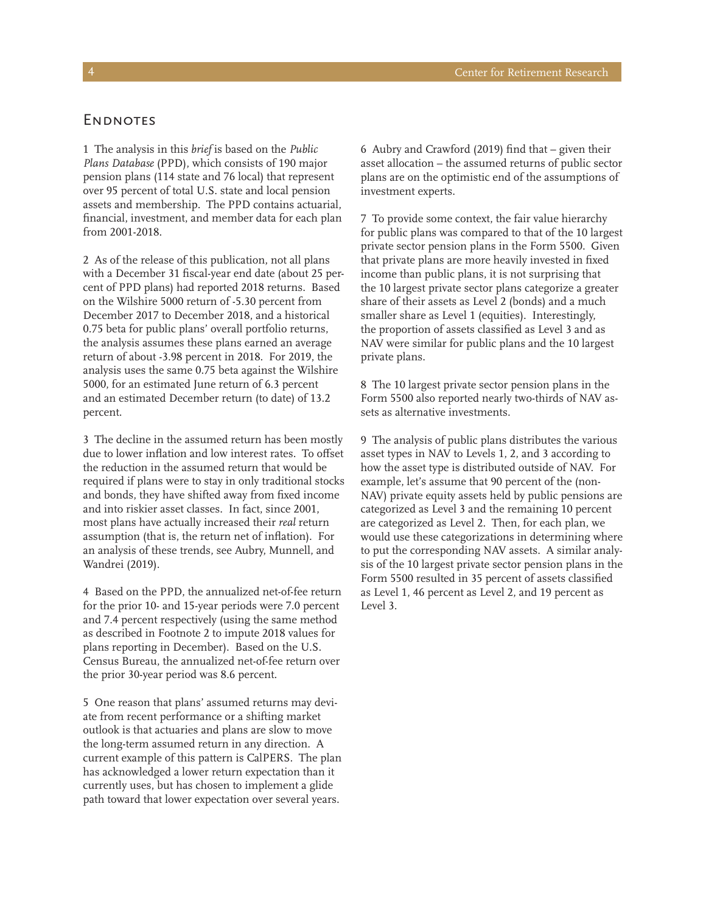## Endnotes

1 The analysis in this *brief* is based on the *Public Plans Database* (PPD), which consists of 190 major pension plans (114 state and 76 local) that represent over 95 percent of total U.S. state and local pension assets and membership. The PPD contains actuarial, financial, investment, and member data for each plan from 2001-2018.

2 As of the release of this publication, not all plans with a December 31 fiscal-year end date (about 25 percent of PPD plans) had reported 2018 returns. Based on the Wilshire 5000 return of -5.30 percent from December 2017 to December 2018, and a historical 0.75 beta for public plans' overall portfolio returns, the analysis assumes these plans earned an average return of about -3.98 percent in 2018. For 2019, the analysis uses the same 0.75 beta against the Wilshire 5000, for an estimated June return of 6.3 percent and an estimated December return (to date) of 13.2 percent.

3 The decline in the assumed return has been mostly due to lower inflation and low interest rates. To offset the reduction in the assumed return that would be required if plans were to stay in only traditional stocks and bonds, they have shifted away from fixed income and into riskier asset classes. In fact, since 2001, most plans have actually increased their *real* return assumption (that is, the return net of inflation). For an analysis of these trends, see Aubry, Munnell, and Wandrei (2019).

4 Based on the PPD, the annualized net-of-fee return for the prior 10- and 15-year periods were 7.0 percent and 7.4 percent respectively (using the same method as described in Footnote 2 to impute 2018 values for plans reporting in December). Based on the U.S. Census Bureau, the annualized net-of-fee return over the prior 30-year period was 8.6 percent.

5 One reason that plans' assumed returns may deviate from recent performance or a shifting market outlook is that actuaries and plans are slow to move the long-term assumed return in any direction. A current example of this pattern is CalPERS. The plan has acknowledged a lower return expectation than it currently uses, but has chosen to implement a glide path toward that lower expectation over several years.

6 Aubry and Crawford (2019) find that – given their asset allocation – the assumed returns of public sector plans are on the optimistic end of the assumptions of investment experts.

7 To provide some context, the fair value hierarchy for public plans was compared to that of the 10 largest private sector pension plans in the Form 5500. Given that private plans are more heavily invested in fixed income than public plans, it is not surprising that the 10 largest private sector plans categorize a greater share of their assets as Level 2 (bonds) and a much smaller share as Level 1 (equities). Interestingly, the proportion of assets classified as Level 3 and as NAV were similar for public plans and the 10 largest private plans.

8 The 10 largest private sector pension plans in the Form 5500 also reported nearly two-thirds of NAV assets as alternative investments.

9 The analysis of public plans distributes the various asset types in NAV to Levels 1, 2, and 3 according to how the asset type is distributed outside of NAV. For example, let's assume that 90 percent of the (non-NAV) private equity assets held by public pensions are categorized as Level 3 and the remaining 10 percent are categorized as Level 2. Then, for each plan, we would use these categorizations in determining where to put the corresponding NAV assets. A similar analysis of the 10 largest private sector pension plans in the Form 5500 resulted in 35 percent of assets classified as Level 1, 46 percent as Level 2, and 19 percent as Level 3.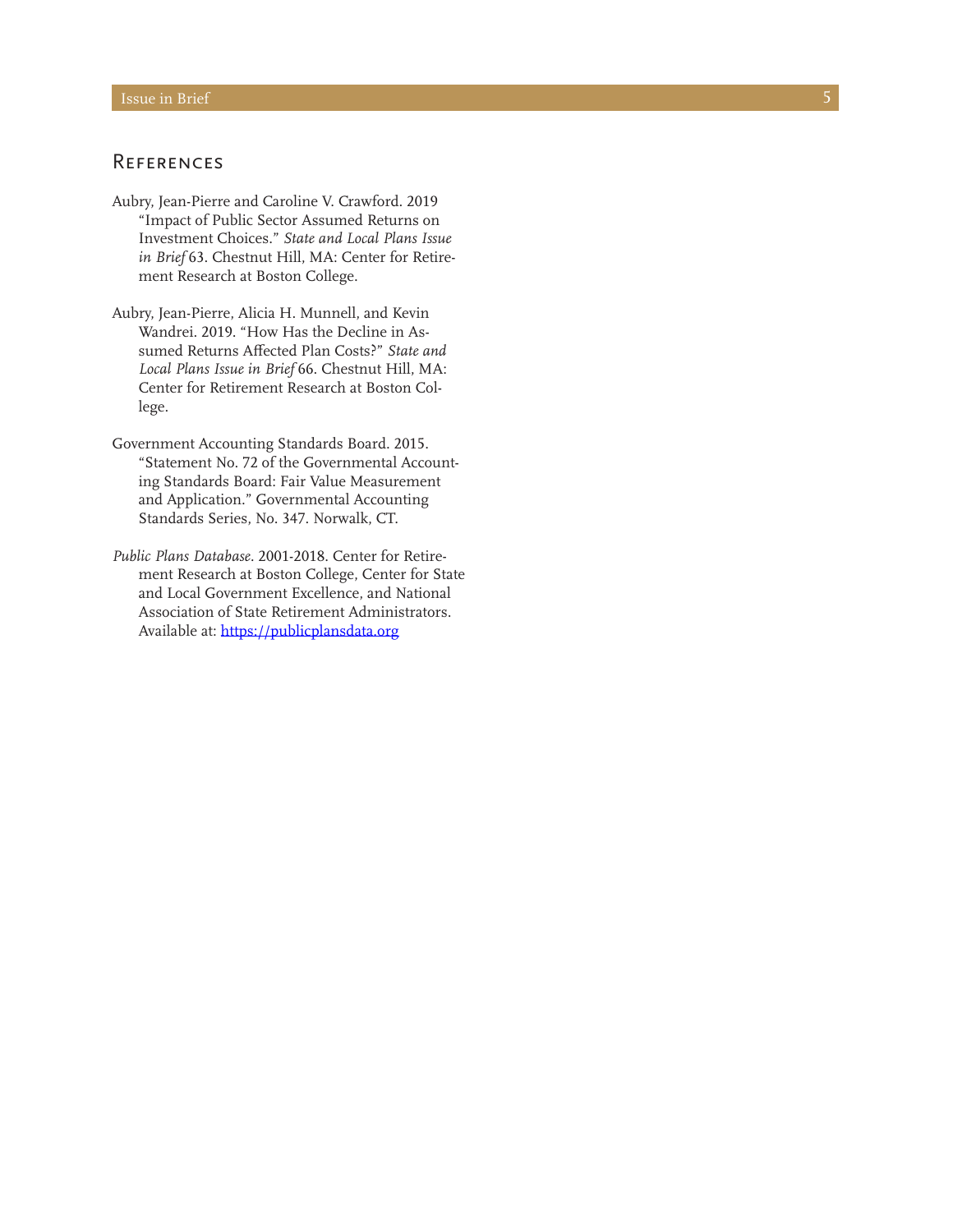## References

Aubry, Jean-Pierre and Caroline V. Crawford. 2019 "Impact of Public Sector Assumed Returns on Investment Choices." *State and Local Plans Issue in Brief* 63. Chestnut Hill, MA: Center for Retirement Research at Boston College.

Aubry, Jean-Pierre, Alicia H. Munnell, and Kevin Wandrei. 2019. "How Has the Decline in Assumed Returns Affected Plan Costs?" *State and Local Plans Issue in Brief* 66. Chestnut Hill, MA: Center for Retirement Research at Boston College.

Government Accounting Standards Board. 2015. "Statement No. 72 of the Governmental Accounting Standards Board: Fair Value Measurement and Application." Governmental Accounting Standards Series, No. 347. Norwalk, CT.

*Public Plans Database*. 2001-2018. Center for Retirement Research at Boston College, Center for State and Local Government Excellence, and National Association of State Retirement Administrators. Available at: https://publicplansdata.org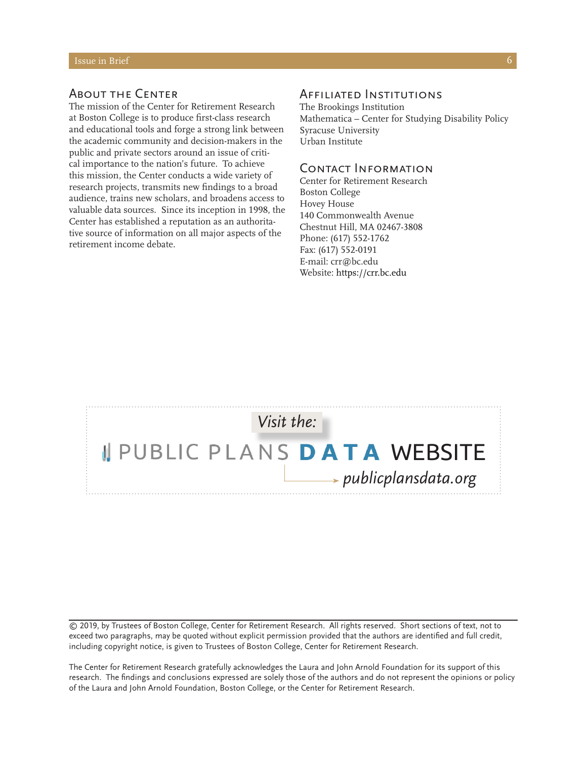## About the Center

The mission of the Center for Retirement Research at Boston College is to produce first-class research and educational tools and forge a strong link between the academic community and decision-makers in the public and private sectors around an issue of critical importance to the nation's future. To achieve this mission, the Center conducts a wide variety of research projects, transmits new findings to a broad audience, trains new scholars, and broadens access to valuable data sources. Since its inception in 1998, the Center has established a reputation as an authoritative source of information on all major aspects of the retirement income debate.

## Affiliated Institutions

The Brookings Institution
Mathematica – Center for Studying Disability Policy
Syracuse University
Urban Institute

## Contact Information

Center for Retirement Research
Boston College
Hovey House
140 Commonwealth Avenue
Chestnut Hill, MA 02467-3808
Phone: (617) 552-1762
Fax: (617) 552-0191
E-mail: crr@bc.edu
Website: https://crr.bc.edu

*Visit the:*

PUBLIC PLANS **DATA** WEBSITE

*publicplansdata.org*

© 2019, by Trustees of Boston College, Center for Retirement Research. All rights reserved. Short sections of text, not to exceed two paragraphs, may be quoted without explicit permission provided that the authors are identified and full credit, including copyright notice, is given to Trustees of Boston College, Center for Retirement Research.

The Center for Retirement Research gratefully acknowledges the Laura and John Arnold Foundation for its support of this research. The findings and conclusions expressed are solely those of the authors and do not represent the opinions or policy of the Laura and John Arnold Foundation, Boston College, or the Center for Retirement Research.